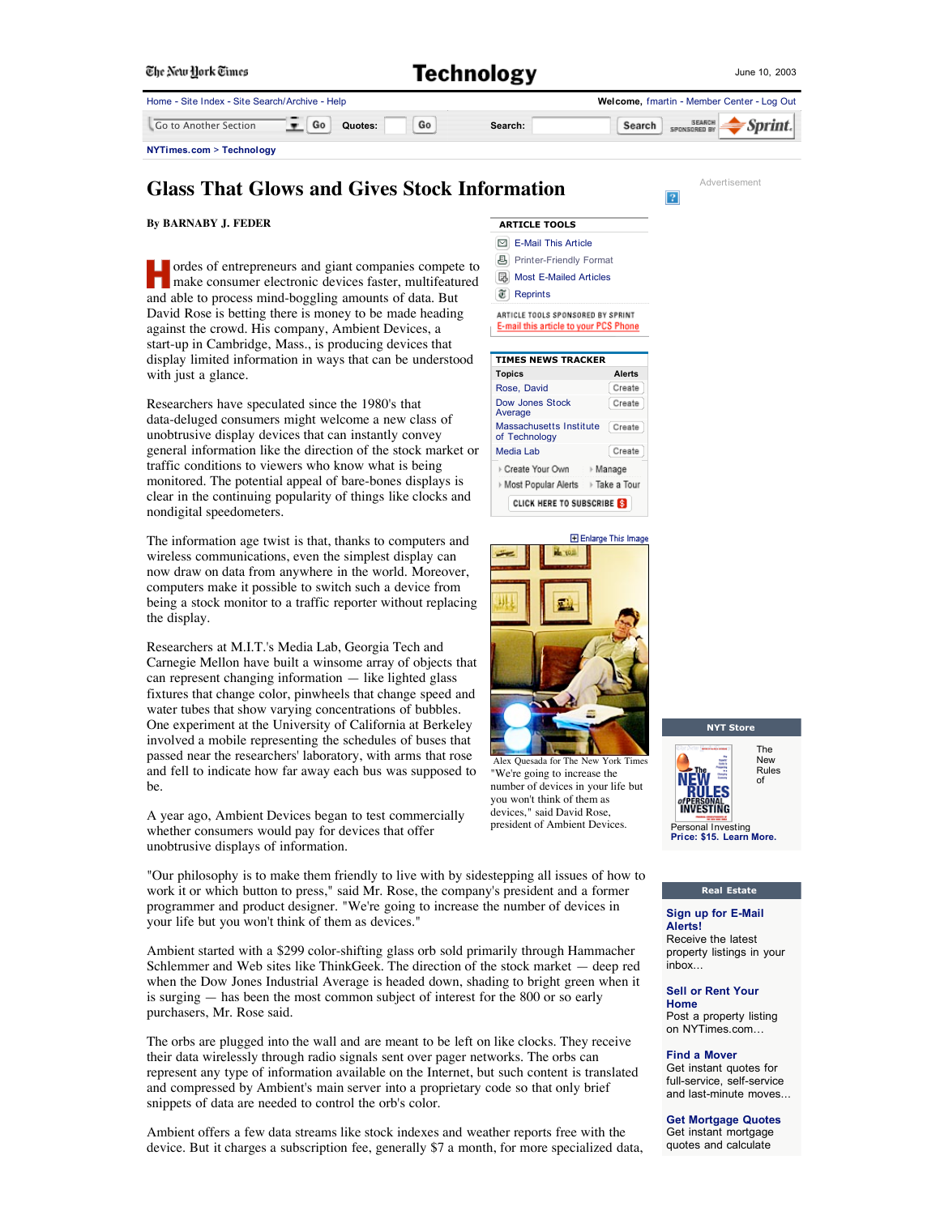# Glass That Glows and Gives Stock Information

**By BARNABY J. FEDER**

Hordes of entrepreneurs and giant companies compete to make consumer electronic devices faster, multifeatured and able to process mind-boggling amounts of data. But David Rose is betting there is money to be made heading against the crowd. His company, Ambient Devices, a start-up in Cambridge, Mass., is producing devices that display limited information in ways that can be understood with just a glance.

Researchers have speculated since the 1980's that data-deluged consumers might welcome a new class of unobtrusive display devices that can instantly convey general information like the direction of the stock market or traffic conditions to viewers who know what is being monitored. The potential appeal of bare-bones displays is clear in the continuing popularity of things like clocks and nondigital speedometers.

The information age twist is that, thanks to computers and wireless communications, even the simplest display can now draw on data from anywhere in the world. Moreover, computers make it possible to switch such a device from being a stock monitor to a traffic reporter without replacing the display.

Researchers at M.I.T.'s Media Lab, Georgia Tech and Carnegie Mellon have built a winsome array of objects that can represent changing information — like lighted glass fixtures that change color, pinwheels that change speed and water tubes that show varying concentrations of bubbles. One experiment at the University of California at Berkeley involved a mobile representing the schedules of buses that passed near the researchers' laboratory, with arms that rose and fell to indicate how far away each bus was supposed to be.

A year ago, Ambient Devices began to test commercially whether consumers would pay for devices that offer unobtrusive displays of information.

Alex Quesada for The New York Times
"We're going to increase the number of devices in your life but you won't think of them as devices," said David Rose, president of Ambient Devices.

"Our philosophy is to make them friendly to live with by sidestepping all issues of how to work it or which button to press," said Mr. Rose, the company's president and a former programmer and product designer. "We're going to increase the number of devices in your life but you won't think of them as devices."

Ambient started with a $299 color-shifting glass orb sold primarily through Hammacher Schlemmer and Web sites like ThinkGeek. The direction of the stock market — deep red when the Dow Jones Industrial Average is headed down, shading to bright green when it is surging — has been the most common subject of interest for the 800 or so early purchasers, Mr. Rose said.

The orbs are plugged into the wall and are meant to be left on like clocks. They receive their data wirelessly through radio signals sent over pager networks. The orbs can represent any type of information available on the Internet, but such content is translated and compressed by Ambient's main server into a proprietary code so that only brief snippets of data are needed to control the orb's color.

Ambient offers a few data streams like stock indexes and weather reports free with the device. But it charges a subscription fee, generally $7 a month, for more specialized data,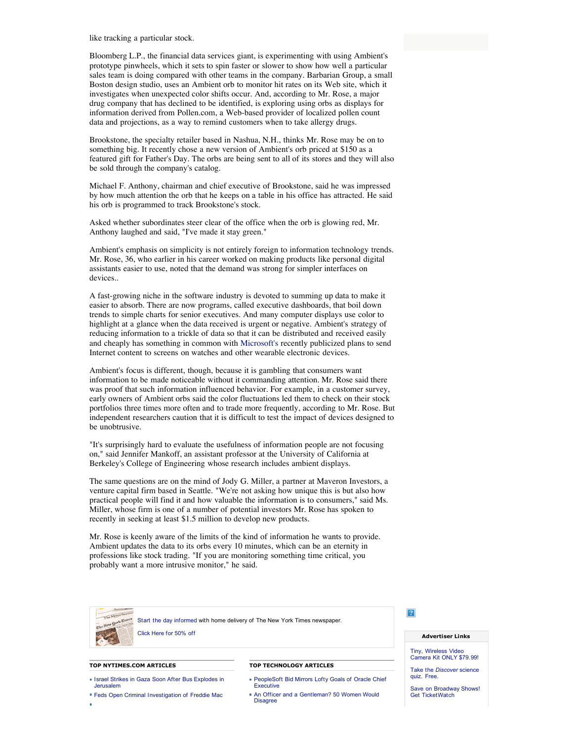like tracking a particular stock.

Bloomberg L.P., the financial data services giant, is experimenting with using Ambient's prototype pinwheels, which it sets to spin faster or slower to show how well a particular sales team is doing compared with other teams in the company. Barbarian Group, a small Boston design studio, uses an Ambient orb to monitor hit rates on its Web site, which it investigates when unexpected color shifts occur. And, according to Mr. Rose, a major drug company that has declined to be identified, is exploring using orbs as displays for information derived from Pollen.com, a Web-based provider of localized pollen count data and projections, as a way to remind customers when to take allergy drugs.

Brookstone, the specialty retailer based in Nashua, N.H., thinks Mr. Rose may be on to something big. It recently chose a new version of Ambient's orb priced at $150 as a featured gift for Father's Day. The orbs are being sent to all of its stores and they will also be sold through the company's catalog.

Michael F. Anthony, chairman and chief executive of Brookstone, said he was impressed by how much attention the orb that he keeps on a table in his office has attracted. He said his orb is programmed to track Brookstone's stock.

Asked whether subordinates steer clear of the office when the orb is glowing red, Mr. Anthony laughed and said, "I've made it stay green."

Ambient's emphasis on simplicity is not entirely foreign to information technology trends. Mr. Rose, 36, who earlier in his career worked on making products like personal digital assistants easier to use, noted that the demand was strong for simpler interfaces on devices..

A fast-growing niche in the software industry is devoted to summing up data to make it easier to absorb. There are now programs, called executive dashboards, that boil down trends to simple charts for senior executives. And many computer displays use color to highlight at a glance when the data received is urgent or negative. Ambient's strategy of reducing information to a trickle of data so that it can be distributed and received easily and cheaply has something in common with Microsoft's recently publicized plans to send Internet content to screens on watches and other wearable electronic devices.

Ambient's focus is different, though, because it is gambling that consumers want information to be made noticeable without it commanding attention. Mr. Rose said there was proof that such information influenced behavior. For example, in a customer survey, early owners of Ambient orbs said the color fluctuations led them to check on their stock portfolios three times more often and to trade more frequently, according to Mr. Rose. But independent researchers caution that it is difficult to test the impact of devices designed to be unobtrusive.

"It's surprisingly hard to evaluate the usefulness of information people are not focusing on," said Jennifer Mankoff, an assistant professor at the University of California at Berkeley's College of Engineering whose research includes ambient displays.

The same questions are on the mind of Jody G. Miller, a partner at Maveron Investors, a venture capital firm based in Seattle. "We're not asking how unique this is but also how practical people will find it and how valuable the information is to consumers," said Ms. Miller, whose firm is one of a number of potential investors Mr. Rose has spoken to recently in seeking at least $1.5 million to develop new products.

Mr. Rose is keenly aware of the limits of the kind of information he wants to provide. Ambient updates the data to its orbs every 10 minutes, which can be an eternity in professions like stock trading. "If you are monitoring something time critical, you probably want a more intrusive monitor," he said.

Start the day informed with home delivery of The New York Times newspaper.

Click Here for 50% off

**TOP NYTIMES.COM ARTICLES**

- Israel Strikes in Gaza Soon After Bus Explodes in Jerusalem
- Feds Open Criminal Investigation of Freddie Mac

**TOP TECHNOLOGY ARTICLES**

- PeopleSoft Bid Mirrors Lofty Goals of Oracle Chief Executive
- An Officer and a Gentleman? 50 Women Would Disagree

**Advertiser Links**

Tiny, Wireless Video Camera Kit ONLY $79.99!

Take the *Discover* science quiz. Free.

Save on Broadway Shows! Get TicketWatch